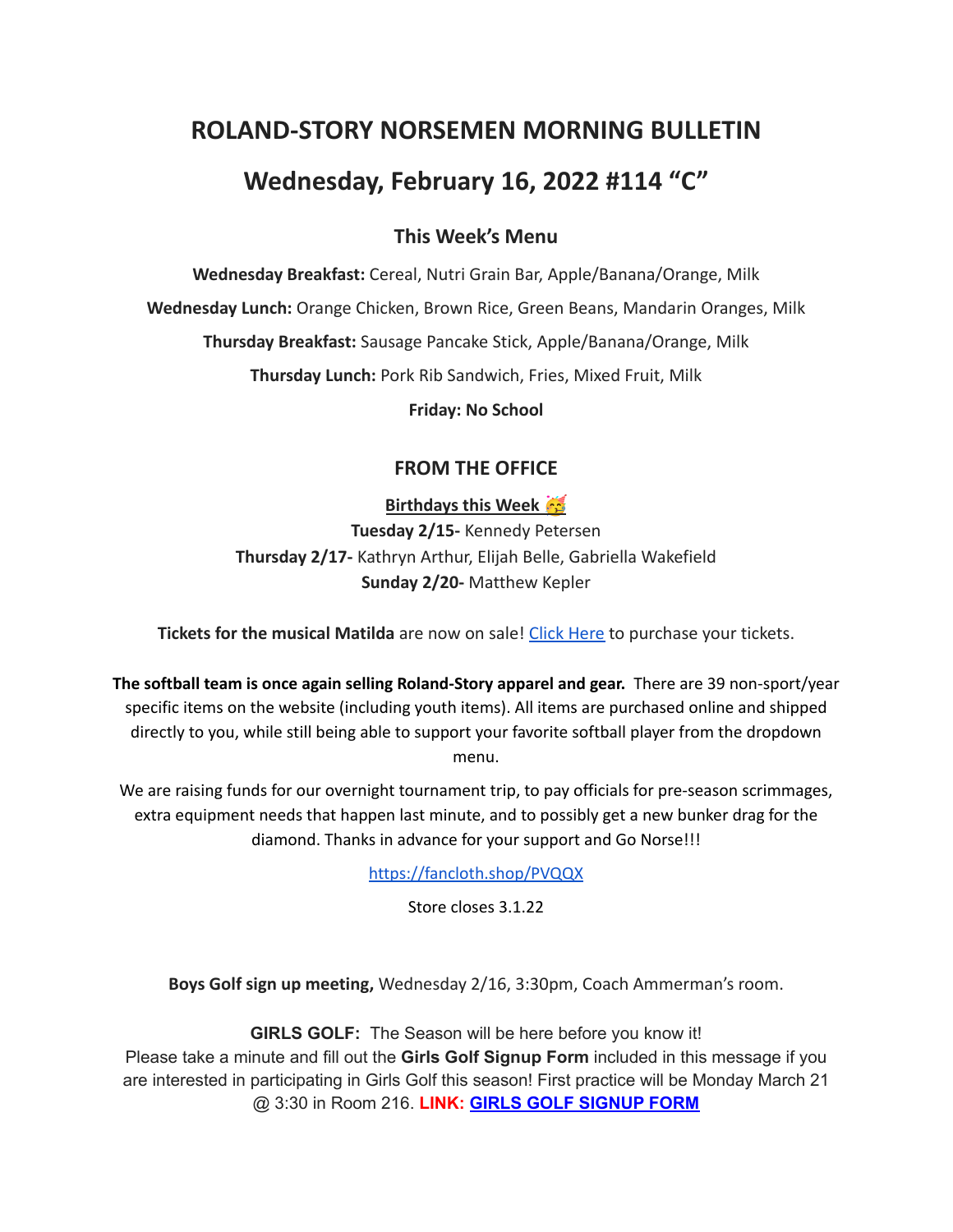# ROLAND-STORY NORSEMEN MORNING BULLETIN

# Wednesday, February 16, 2022 #114 "C"

## This Week's Menu

**Wednesday Breakfast:** Cereal, Nutri Grain Bar, Apple/Banana/Orange, Milk

**Wednesday Lunch:** Orange Chicken, Brown Rice, Green Beans, Mandarin Oranges, Milk

**Thursday Breakfast:** Sausage Pancake Stick, Apple/Banana/Orange, Milk

**Thursday Lunch:** Pork Rib Sandwich, Fries, Mixed Fruit, Milk

**Friday: No School**

## FROM THE OFFICE

**Birthdays this Week 🥳**

**Tuesday 2/15-** Kennedy Petersen
**Thursday 2/17-** Kathryn Arthur, Elijah Belle, Gabriella Wakefield
**Sunday 2/20-** Matthew Kepler

**Tickets for the musical Matilda** are now on sale! Click Here to purchase your tickets.

**The softball team is once again selling Roland-Story apparel and gear.** There are 39 non-sport/year specific items on the website (including youth items). All items are purchased online and shipped directly to you, while still being able to support your favorite softball player from the dropdown menu.

We are raising funds for our overnight tournament trip, to pay officials for pre-season scrimmages, extra equipment needs that happen last minute, and to possibly get a new bunker drag for the diamond. Thanks in advance for your support and Go Norse!!!

https://fancloth.shop/PVQQX

Store closes 3.1.22

**Boys Golf sign up meeting,** Wednesday 2/16, 3:30pm, Coach Ammerman's room.

**GIRLS GOLF:** The Season will be here before you know it!
Please take a minute and fill out the **Girls Golf Signup Form** included in this message if you are interested in participating in Girls Golf this season! First practice will be Monday March 21 @ 3:30 in Room 216. **LINK: GIRLS GOLF SIGNUP FORM**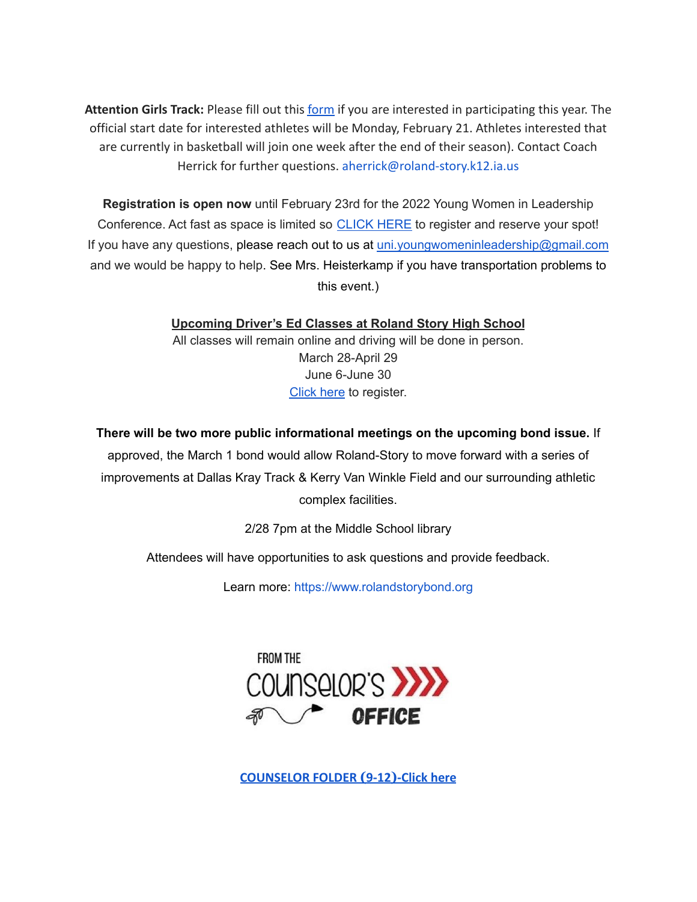**Attention Girls Track:** Please fill out this form if you are interested in participating this year. The official start date for interested athletes will be Monday, February 21. Athletes interested that are currently in basketball will join one week after the end of their season). Contact Coach Herrick for further questions. aherrick@roland-story.k12.ia.us

**Registration is open now** until February 23rd for the 2022 Young Women in Leadership Conference. Act fast as space is limited so CLICK HERE to register and reserve your spot! If you have any questions, please reach out to us at uni.youngwomeninleadership@gmail.com and we would be happy to help. See Mrs. Heisterkamp if you have transportation problems to this event.)

**Upcoming Driver's Ed Classes at Roland Story High School**

All classes will remain online and driving will be done in person.

March 28-April 29

June 6-June 30

Click here to register.

**There will be two more public informational meetings on the upcoming bond issue.** If approved, the March 1 bond would allow Roland-Story to move forward with a series of improvements at Dallas Kray Track & Kerry Van Winkle Field and our surrounding athletic complex facilities.

2/28 7pm at the Middle School library

Attendees will have opportunities to ask questions and provide feedback.

Learn more: https://www.rolandstorybond.org

FROM THE COUNSELOR'S OFFICE

**COUNSELOR FOLDER (9-12)-Click here**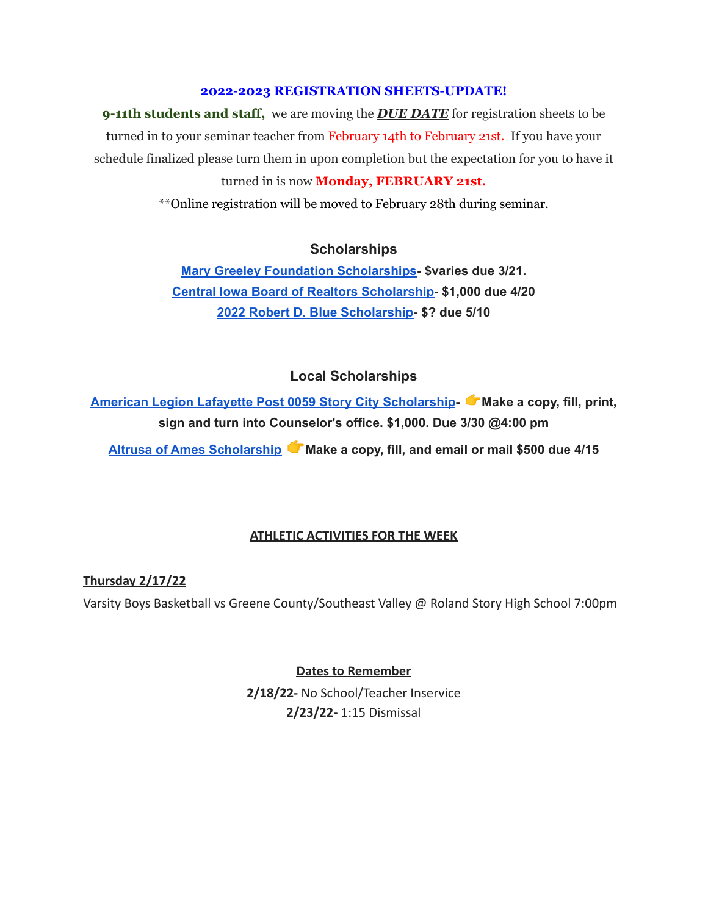## 2022-2023 REGISTRATION SHEETS-UPDATE!

**9-11th students and staff,** we are moving the ***DUE DATE*** for registration sheets to be turned in to your seminar teacher from February 14th to February 21st. If you have your schedule finalized please turn them in upon completion but the expectation for you to have it turned in is now **Monday, FEBRUARY 21st.**

**Online registration will be moved to February 28th during seminar.

### Scholarships

**Mary Greeley Foundation Scholarships- $varies due 3/21.**

**Central Iowa Board of Realtors Scholarship- $1,000 due 4/20**

**2022 Robert D. Blue Scholarship- $? due 5/10**

### Local Scholarships

**American Legion Lafayette Post 0059 Story City Scholarship- 👉Make a copy, fill, print, sign and turn into Counselor's office. $1,000. Due 3/30 @4:00 pm**

**Altrusa of Ames Scholarship 👉Make a copy, fill, and email or mail $500 due 4/15**

### ATHLETIC ACTIVITIES FOR THE WEEK

**Thursday 2/17/22**

Varsity Boys Basketball vs Greene County/Southeast Valley @ Roland Story High School 7:00pm

### Dates to Remember

**2/18/22-** No School/Teacher Inservice

**2/23/22-** 1:15 Dismissal